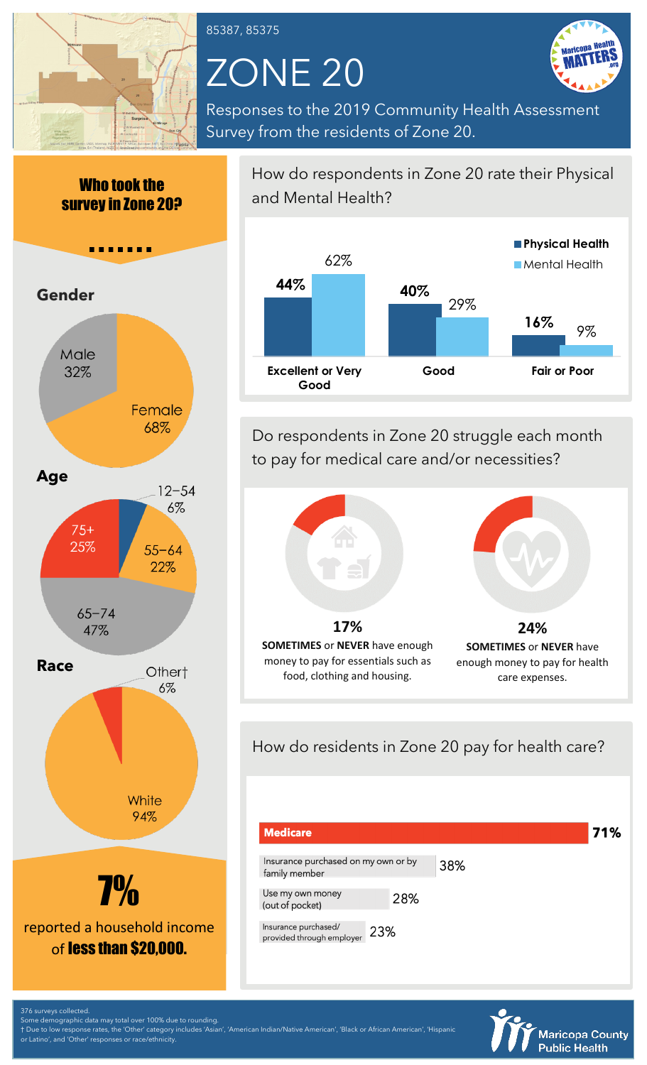85387, 85375

# ZONE 20

Responses to the 2019 Community Health Assessment Survey from the residents of Zone 20.

## Who took the survey in Zone 20?

### Gender

- Male 32%
- Female 68%

### Age

- 12–54: 6%
- 55–64: 22%
- 65–74: 47%
- 75+: 25%

### Race

- White 94%
- Other† 6%

**7%** reported a household income of **less than $20,000.**

## How do respondents in Zone 20 rate their Physical and Mental Health?

| | Physical Health | Mental Health |
|---|---|---|
| Excellent or Very Good | 44% | 62% |
| Good | 40% | 29% |
| Fair or Poor | 16% | 9% |

## Do respondents in Zone 20 struggle each month to pay for medical care and/or necessities?

**17%** **SOMETIMES** or **NEVER** have enough money to pay for essentials such as food, clothing and housing.

**24%** **SOMETIMES** or **NEVER** have enough money to pay for health care expenses.

## How do residents in Zone 20 pay for health care?

| Payment method | Percent |
|---|---|
| **Medicare** | **71%** |
| Insurance purchased on my own or by family member | 38% |
| Use my own money (out of pocket) | 28% |
| Insurance purchased/provided through employer | 23% |

376 surveys collected.
Some demographic data may total over 100% due to rounding.
† Due to low response rates, the 'Other' category includes 'Asian', 'American Indian/Native American', 'Black or African American', 'Hispanic or Latino', and 'Other' responses or race/ethnicity.

Maricopa County Public Health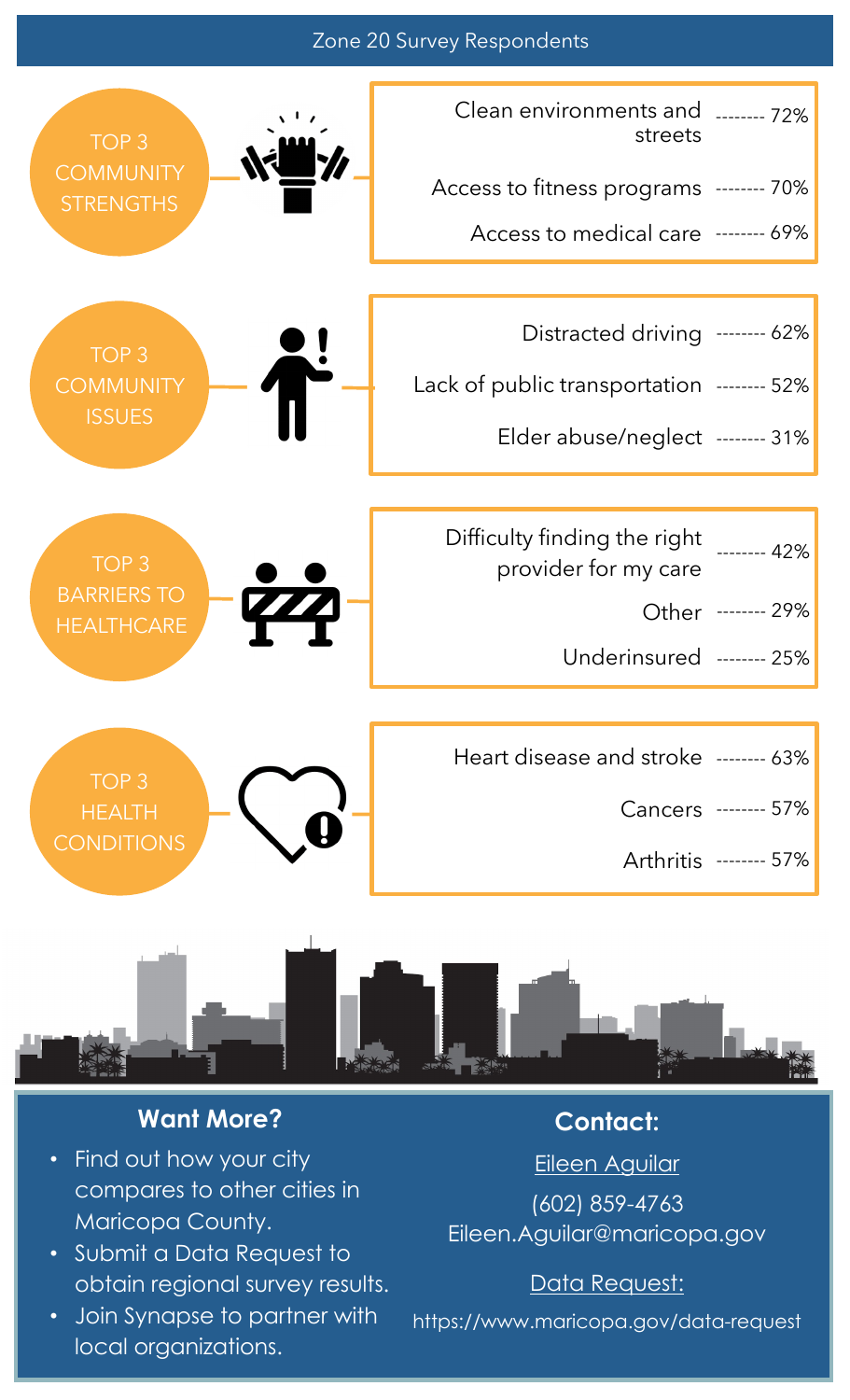## Zone 20 Survey Respondents

### TOP 3 COMMUNITY STRENGTHS

- Clean environments and streets -------- 72%
- Access to fitness programs -------- 70%
- Access to medical care -------- 69%

### TOP 3 COMMUNITY ISSUES

- Distracted driving -------- 62%
- Lack of public transportation -------- 52%
- Elder abuse/neglect -------- 31%

### TOP 3 BARRIERS TO HEALTHCARE

- Difficulty finding the right provider for my care -------- 42%
- Other -------- 29%
- Underinsured -------- 25%

### TOP 3 HEALTH CONDITIONS

- Heart disease and stroke -------- 63%
- Cancers -------- 57%
- Arthritis -------- 57%

**Want More?**

- Find out how your city compares to other cities in Maricopa County.
- Submit a Data Request to obtain regional survey results.
- Join Synapse to partner with local organizations.

**Contact:**

Eileen Aguilar

(602) 859-4763

Eileen.Aguilar@maricopa.gov

Data Request:

https://www.maricopa.gov/data-request